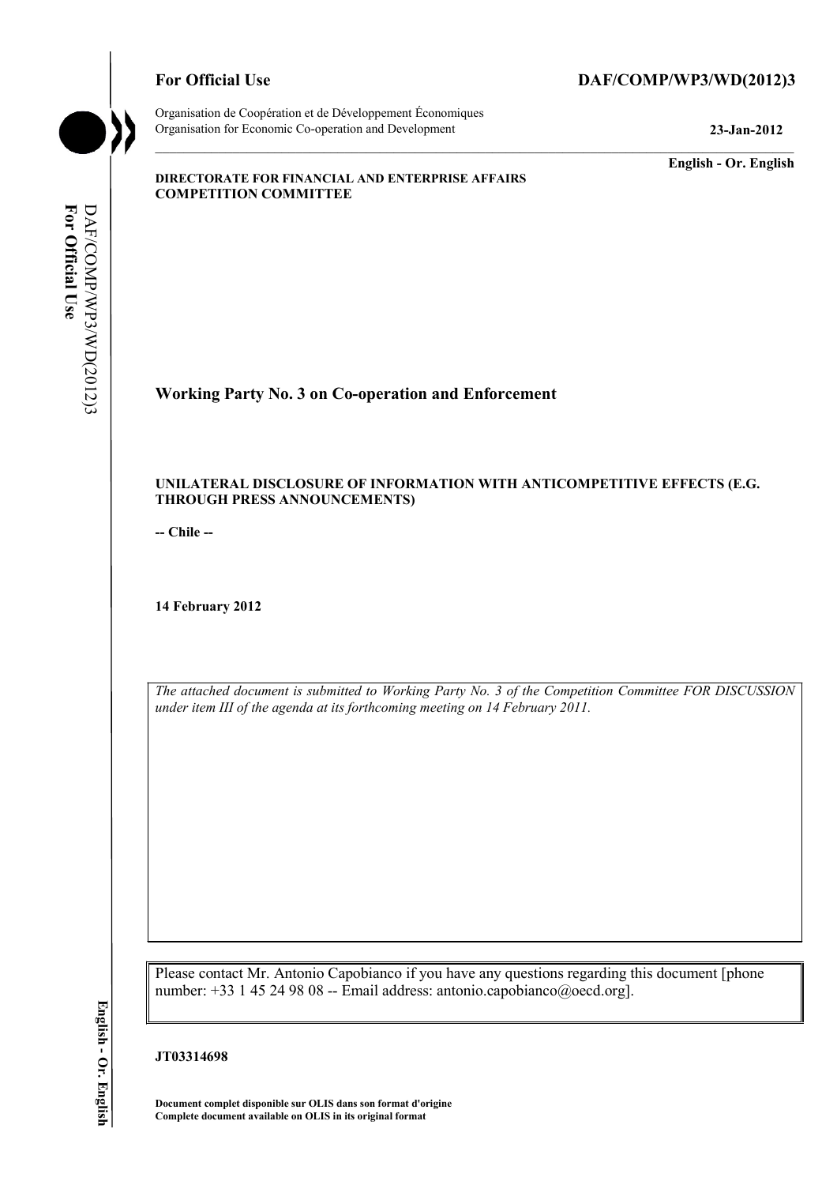**For Official Use** **DAF/COMP/WP3/WD(2012)3**

Organisation de Coopération et de Développement Économiques
Organisation for Economic Co-operation and Development **23-Jan-2012**

**English - Or. English**

**DIRECTORATE FOR FINANCIAL AND ENTERPRISE AFFAIRS**
**COMPETITION COMMITTEE**

# Working Party No. 3 on Co-operation and Enforcement

## UNILATERAL DISCLOSURE OF INFORMATION WITH ANTICOMPETITIVE EFFECTS (E.G. THROUGH PRESS ANNOUNCEMENTS)

**-- Chile --**

**14 February 2012**

*The attached document is submitted to Working Party No. 3 of the Competition Committee FOR DISCUSSION under item III of the agenda at its forthcoming meeting on 14 February 2011.*

Please contact Mr. Antonio Capobianco if you have any questions regarding this document [phone number: +33 1 45 24 98 08 -- Email address: antonio.capobianco@oecd.org].

**JT03314698**

**Document complet disponible sur OLIS dans son format d'origine**
**Complete document available on OLIS in its original format**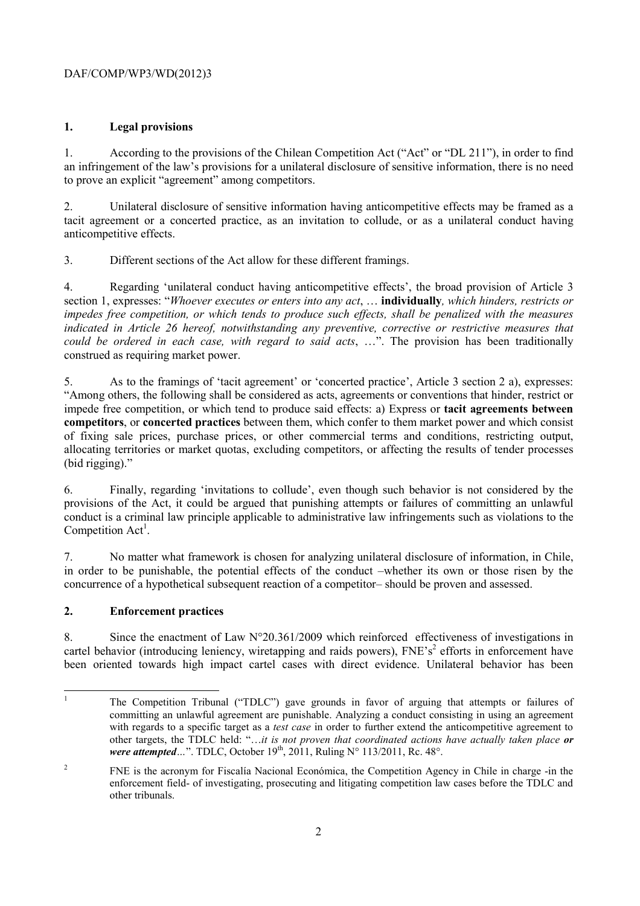## 1. Legal provisions

1. According to the provisions of the Chilean Competition Act ("Act" or "DL 211"), in order to find an infringement of the law's provisions for a unilateral disclosure of sensitive information, there is no need to prove an explicit "agreement" among competitors.

2. Unilateral disclosure of sensitive information having anticompetitive effects may be framed as a tacit agreement or a concerted practice, as an invitation to collude, or as a unilateral conduct having anticompetitive effects.

3. Different sections of the Act allow for these different framings.

4. Regarding 'unilateral conduct having anticompetitive effects', the broad provision of Article 3 section 1, expresses: "*Whoever executes or enters into any act*, … ***individually****, which hinders, restricts or impedes free competition, or which tends to produce such effects, shall be penalized with the measures indicated in Article 26 hereof, notwithstanding any preventive, corrective or restrictive measures that could be ordered in each case, with regard to said acts*, …". The provision has been traditionally construed as requiring market power.

5. As to the framings of 'tacit agreement' or 'concerted practice', Article 3 section 2 a), expresses: "Among others, the following shall be considered as acts, agreements or conventions that hinder, restrict or impede free competition, or which tend to produce said effects: a) Express or **tacit agreements between competitors**, or **concerted practices** between them, which confer to them market power and which consist of fixing sale prices, purchase prices, or other commercial terms and conditions, restricting output, allocating territories or market quotas, excluding competitors, or affecting the results of tender processes (bid rigging)."

6. Finally, regarding 'invitations to collude', even though such behavior is not considered by the provisions of the Act, it could be argued that punishing attempts or failures of committing an unlawful conduct is a criminal law principle applicable to administrative law infringements such as violations to the Competition Act[1].

7. No matter what framework is chosen for analyzing unilateral disclosure of information, in Chile, in order to be punishable, the potential effects of the conduct –whether its own or those risen by the concurrence of a hypothetical subsequent reaction of a competitor– should be proven and assessed.

## 2. Enforcement practices

8. Since the enactment of Law N°20.361/2009 which reinforced effectiveness of investigations in cartel behavior (introducing leniency, wiretapping and raids powers), FNE's[2] efforts in enforcement have been oriented towards high impact cartel cases with direct evidence. Unilateral behavior has been

---

[1] The Competition Tribunal ("TDLC") gave grounds in favor of arguing that attempts or failures of committing an unlawful agreement are punishable. Analyzing a conduct consisting in using an agreement with regards to a specific target as a *test case* in order to further extend the anticompetitive agreement to other targets, the TDLC held: "…*it is not proven that coordinated actions have actually taken place* ***or were attempted***…". TDLC, October 19th, 2011, Ruling N° 113/2011, Rc. 48°.

[2] FNE is the acronym for Fiscalía Nacional Económica, the Competition Agency in Chile in charge -in the enforcement field- of investigating, prosecuting and litigating competition law cases before the TDLC and other tribunals.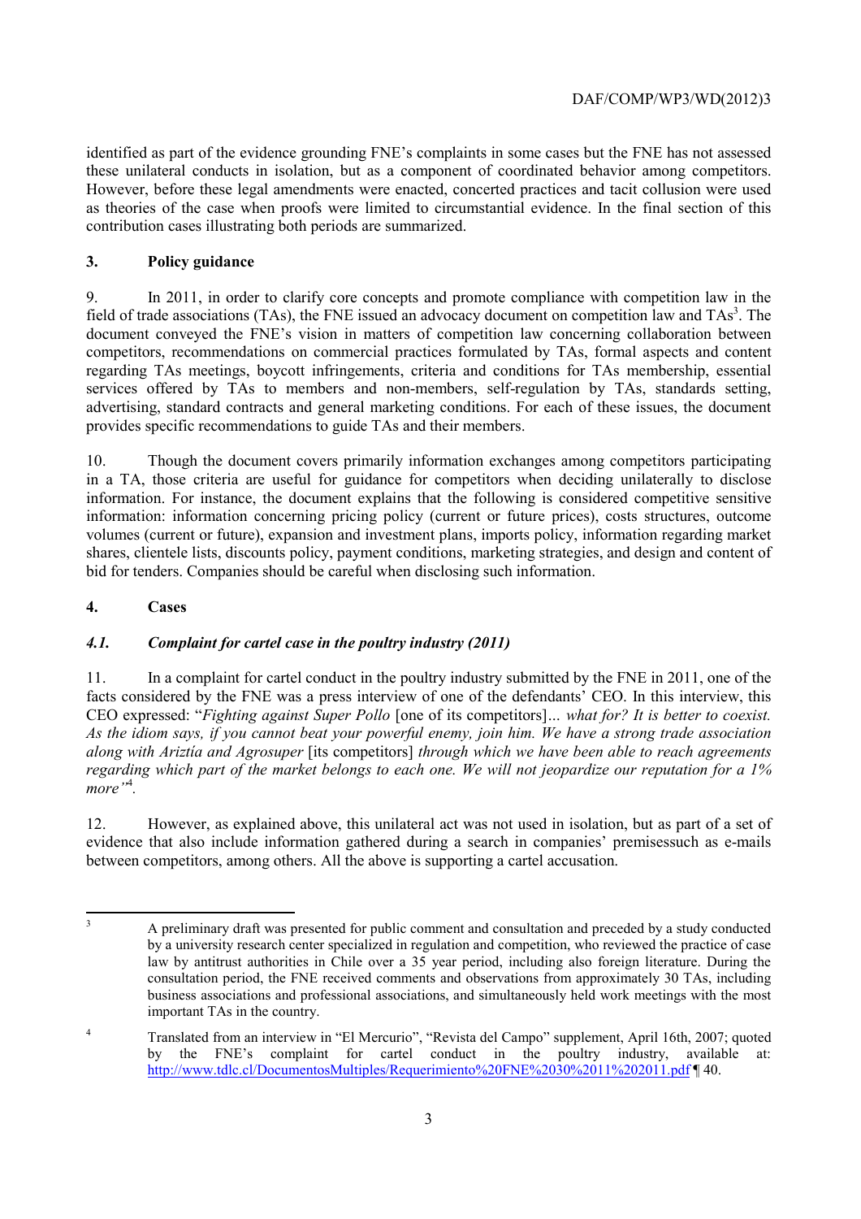identified as part of the evidence grounding FNE's complaints in some cases but the FNE has not assessed these unilateral conducts in isolation, but as a component of coordinated behavior among competitors. However, before these legal amendments were enacted, concerted practices and tacit collusion were used as theories of the case when proofs were limited to circumstantial evidence. In the final section of this contribution cases illustrating both periods are summarized.

## 3. Policy guidance

9. In 2011, in order to clarify core concepts and promote compliance with competition law in the field of trade associations (TAs), the FNE issued an advocacy document on competition law and TAs[3]. The document conveyed the FNE's vision in matters of competition law concerning collaboration between competitors, recommendations on commercial practices formulated by TAs, formal aspects and content regarding TAs meetings, boycott infringements, criteria and conditions for TAs membership, essential services offered by TAs to members and non-members, self-regulation by TAs, standards setting, advertising, standard contracts and general marketing conditions. For each of these issues, the document provides specific recommendations to guide TAs and their members.

10. Though the document covers primarily information exchanges among competitors participating in a TA, those criteria are useful for guidance for competitors when deciding unilaterally to disclose information. For instance, the document explains that the following is considered competitive sensitive information: information concerning pricing policy (current or future prices), costs structures, outcome volumes (current or future), expansion and investment plans, imports policy, information regarding market shares, clientele lists, discounts policy, payment conditions, marketing strategies, and design and content of bid for tenders. Companies should be careful when disclosing such information.

## 4. Cases

### *4.1. Complaint for cartel case in the poultry industry (2011)*

11. In a complaint for cartel conduct in the poultry industry submitted by the FNE in 2011, one of the facts considered by the FNE was a press interview of one of the defendants' CEO. In this interview, this CEO expressed: "*Fighting against Super Pollo* [one of its competitors]*... what for? It is better to coexist. As the idiom says, if you cannot beat your powerful enemy, join him. We have a strong trade association along with Ariztía and Agrosuper* [its competitors] *through which we have been able to reach agreements regarding which part of the market belongs to each one. We will not jeopardize our reputation for a 1% more"*[4].

12. However, as explained above, this unilateral act was not used in isolation, but as part of a set of evidence that also include information gathered during a search in companies' premisessuch as e-mails between competitors, among others. All the above is supporting a cartel accusation.

---

[3] A preliminary draft was presented for public comment and consultation and preceded by a study conducted by a university research center specialized in regulation and competition, who reviewed the practice of case law by antitrust authorities in Chile over a 35 year period, including also foreign literature. During the consultation period, the FNE received comments and observations from approximately 30 TAs, including business associations and professional associations, and simultaneously held work meetings with the most important TAs in the country.

[4] Translated from an interview in "El Mercurio", "Revista del Campo" supplement, April 16th, 2007; quoted by the FNE's complaint for cartel conduct in the poultry industry, available at: http://www.tdlc.cl/DocumentosMultiples/Requerimiento%20FNE%2030%2011%202011.pdf ¶ 40.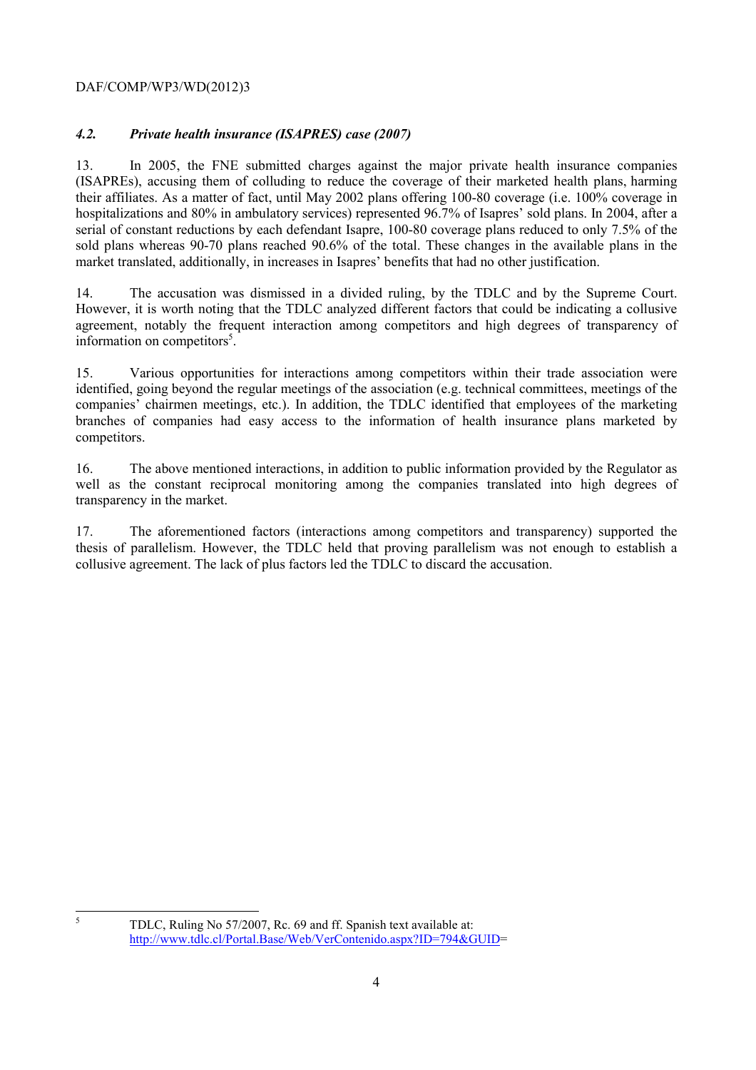### *4.2. Private health insurance (ISAPRES) case (2007)*

13. In 2005, the FNE submitted charges against the major private health insurance companies (ISAPREs), accusing them of colluding to reduce the coverage of their marketed health plans, harming their affiliates. As a matter of fact, until May 2002 plans offering 100-80 coverage (i.e. 100% coverage in hospitalizations and 80% in ambulatory services) represented 96.7% of Isapres' sold plans. In 2004, after a serial of constant reductions by each defendant Isapre, 100-80 coverage plans reduced to only 7.5% of the sold plans whereas 90-70 plans reached 90.6% of the total. These changes in the available plans in the market translated, additionally, in increases in Isapres' benefits that had no other justification.

14. The accusation was dismissed in a divided ruling, by the TDLC and by the Supreme Court. However, it is worth noting that the TDLC analyzed different factors that could be indicating a collusive agreement, notably the frequent interaction among competitors and high degrees of transparency of information on competitors[5].

15. Various opportunities for interactions among competitors within their trade association were identified, going beyond the regular meetings of the association (e.g. technical committees, meetings of the companies' chairmen meetings, etc.). In addition, the TDLC identified that employees of the marketing branches of companies had easy access to the information of health insurance plans marketed by competitors.

16. The above mentioned interactions, in addition to public information provided by the Regulator as well as the constant reciprocal monitoring among the companies translated into high degrees of transparency in the market.

17. The aforementioned factors (interactions among competitors and transparency) supported the thesis of parallelism. However, the TDLC held that proving parallelism was not enough to establish a collusive agreement. The lack of plus factors led the TDLC to discard the accusation.

---

[5] TDLC, Ruling No 57/2007, Rc. 69 and ff. Spanish text available at: http://www.tdlc.cl/Portal.Base/Web/VerContenido.aspx?ID=794&GUID=